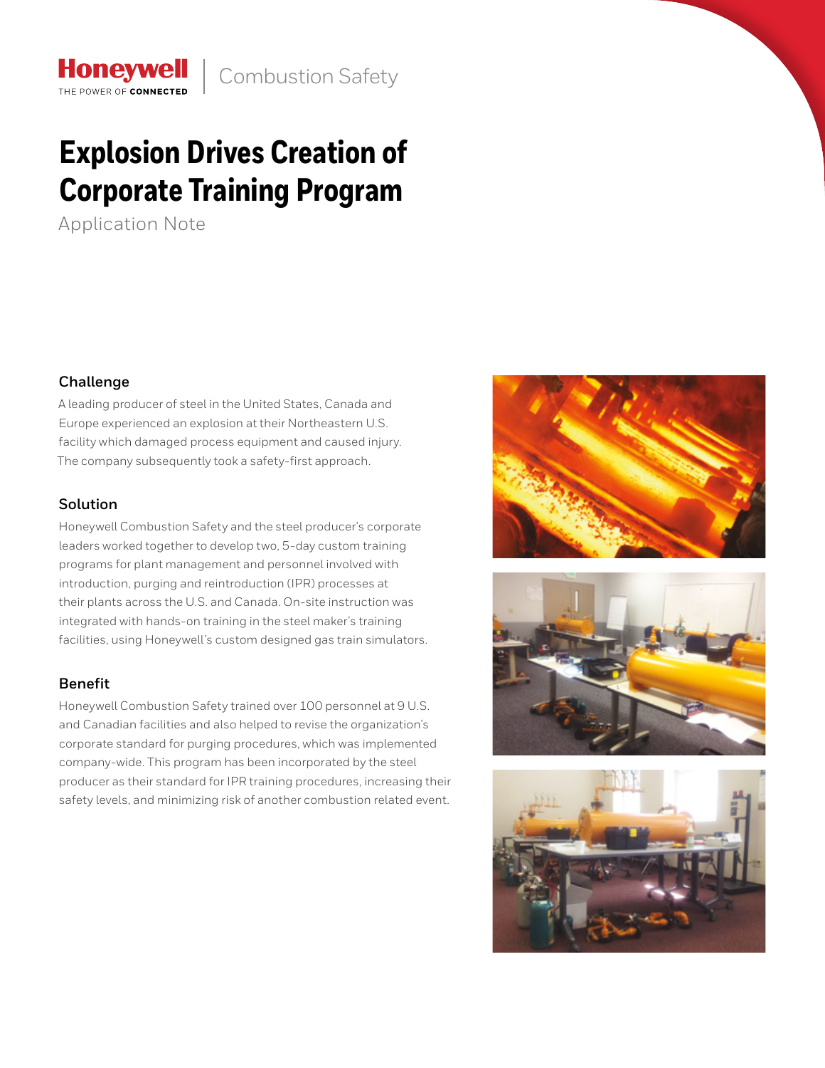Honeywell | Combustion Safety

# Explosion Drives Creation of Corporate Training Program

Application Note

## Challenge

A leading producer of steel in the United States, Canada and Europe experienced an explosion at their Northeastern U.S. facility which damaged process equipment and caused injury. The company subsequently took a safety-first approach.

## Solution

Honeywell Combustion Safety and the steel producer's corporate leaders worked together to develop two, 5-day custom training programs for plant management and personnel involved with introduction, purging and reintroduction (IPR) processes at their plants across the U.S. and Canada. On-site instruction was integrated with hands-on training in the steel maker's training facilities, using Honeywell's custom designed gas train simulators.

## Benefit

Honeywell Combustion Safety trained over 100 personnel at 9 U.S. and Canadian facilities and also helped to revise the organization's corporate standard for purging procedures, which was implemented company-wide. This program has been incorporated by the steel producer as their standard for IPR training procedures, increasing their safety levels, and minimizing risk of another combustion related event.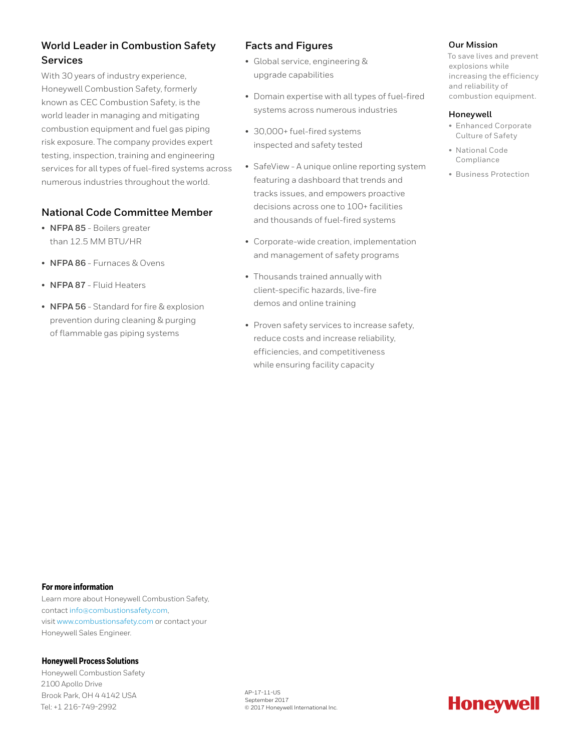## World Leader in Combustion Safety Services

With 30 years of industry experience, Honeywell Combustion Safety, formerly known as CEC Combustion Safety, is the world leader in managing and mitigating combustion equipment and fuel gas piping risk exposure. The company provides expert testing, inspection, training and engineering services for all types of fuel-fired systems across numerous industries throughout the world.

## National Code Committee Member

- **NFPA 85** - Boilers greater than 12.5 MM BTU/HR
- **NFPA 86** - Furnaces & Ovens
- **NFPA 87** - Fluid Heaters
- **NFPA 56** - Standard for fire & explosion prevention during cleaning & purging of flammable gas piping systems

## Facts and Figures

- Global service, engineering & upgrade capabilities
- Domain expertise with all types of fuel-fired systems across numerous industries
- 30,000+ fuel-fired systems inspected and safety tested
- SafeView - A unique online reporting system featuring a dashboard that trends and tracks issues, and empowers proactive decisions across one to 100+ facilities and thousands of fuel-fired systems
- Corporate-wide creation, implementation and management of safety programs
- Thousands trained annually with client-specific hazards, live-fire demos and online training
- Proven safety services to increase safety, reduce costs and increase reliability, efficiencies, and competitiveness while ensuring facility capacity

### Our Mission

To save lives and prevent explosions while increasing the efficiency and reliability of combustion equipment.

### Honeywell

- Enhanced Corporate Culture of Safety
- National Code Compliance
- Business Protection

**For more information**

Learn more about Honeywell Combustion Safety, contact info@combustionsafety.com, visit www.combustionsafety.com or contact your Honeywell Sales Engineer.

**Honeywell Process Solutions**

Honeywell Combustion Safety
2100 Apollo Drive
Brook Park, OH 4 4142 USA
Tel: +1 216-749-2992

AP-17-11-US
September 2017
© 2017 Honeywell International Inc.

**Honeywell**